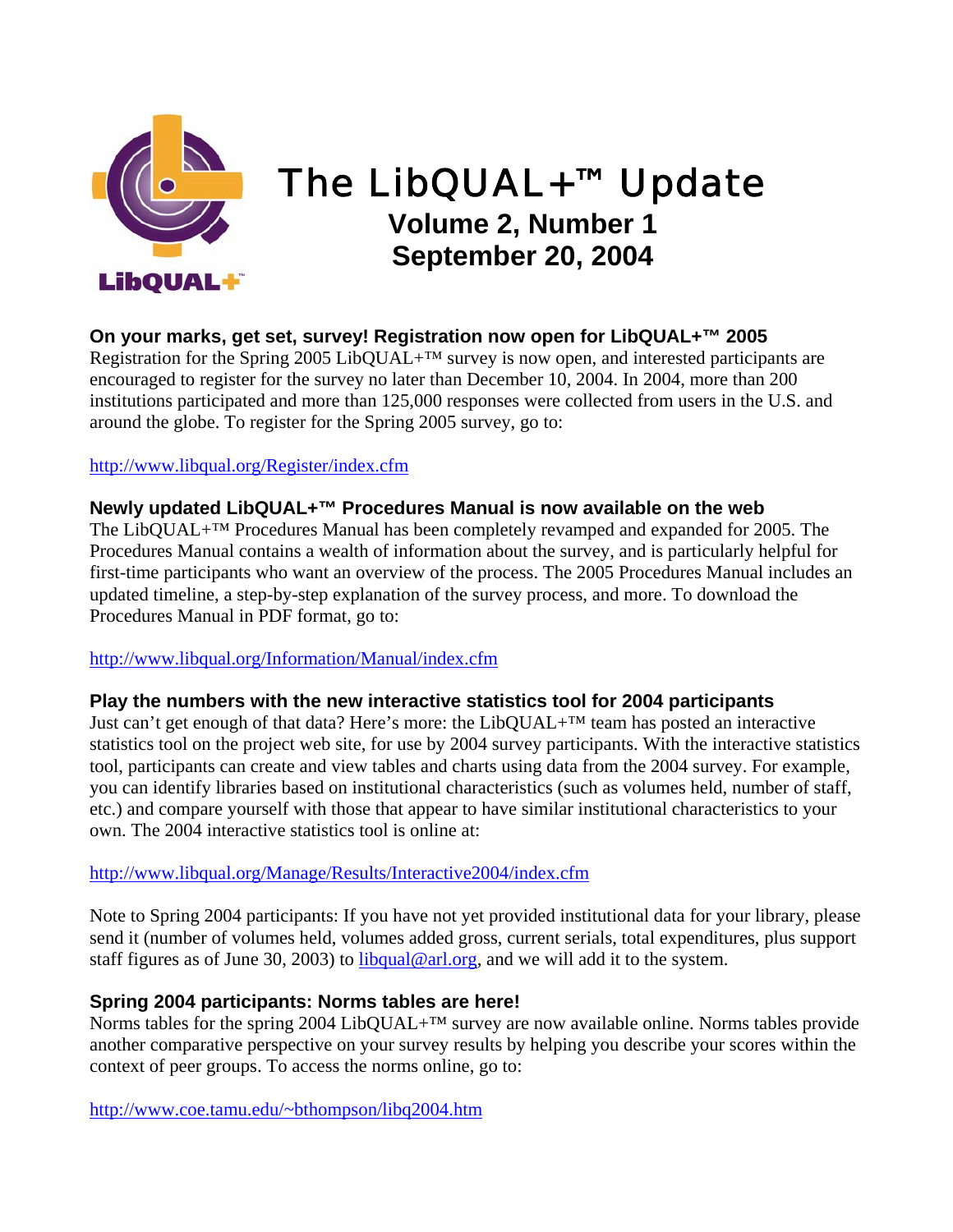# The LibQUAL+™ Update

**Volume 2, Number 1**
**September 20, 2004**

### On your marks, get set, survey! Registration now open for LibQUAL+™ 2005

Registration for the Spring 2005 LibQUAL+™ survey is now open, and interested participants are encouraged to register for the survey no later than December 10, 2004. In 2004, more than 200 institutions participated and more than 125,000 responses were collected from users in the U.S. and around the globe. To register for the Spring 2005 survey, go to:

http://www.libqual.org/Register/index.cfm

### Newly updated LibQUAL+™ Procedures Manual is now available on the web

The LibQUAL+™ Procedures Manual has been completely revamped and expanded for 2005. The Procedures Manual contains a wealth of information about the survey, and is particularly helpful for first-time participants who want an overview of the process. The 2005 Procedures Manual includes an updated timeline, a step-by-step explanation of the survey process, and more. To download the Procedures Manual in PDF format, go to:

http://www.libqual.org/Information/Manual/index.cfm

### Play the numbers with the new interactive statistics tool for 2004 participants

Just can't get enough of that data? Here's more: the LibQUAL+™ team has posted an interactive statistics tool on the project web site, for use by 2004 survey participants. With the interactive statistics tool, participants can create and view tables and charts using data from the 2004 survey. For example, you can identify libraries based on institutional characteristics (such as volumes held, number of staff, etc.) and compare yourself with those that appear to have similar institutional characteristics to your own. The 2004 interactive statistics tool is online at:

http://www.libqual.org/Manage/Results/Interactive2004/index.cfm

Note to Spring 2004 participants: If you have not yet provided institutional data for your library, please send it (number of volumes held, volumes added gross, current serials, total expenditures, plus support staff figures as of June 30, 2003) to libqual@arl.org, and we will add it to the system.

### Spring 2004 participants: Norms tables are here!

Norms tables for the spring 2004 LibQUAL+™ survey are now available online. Norms tables provide another comparative perspective on your survey results by helping you describe your scores within the context of peer groups. To access the norms online, go to:

http://www.coe.tamu.edu/~bthompson/libq2004.htm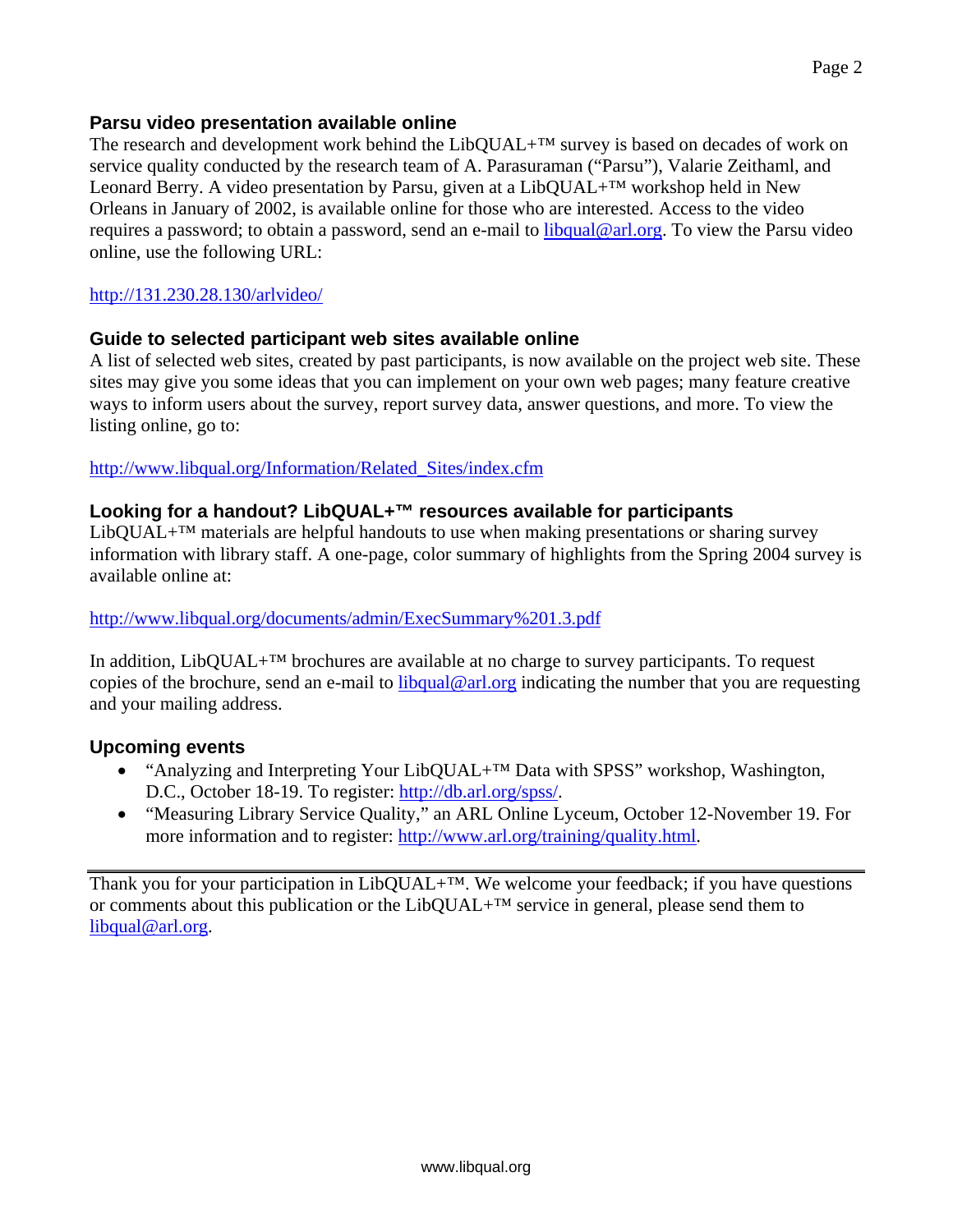### Parsu video presentation available online

The research and development work behind the LibQUAL+™ survey is based on decades of work on service quality conducted by the research team of A. Parasuraman ("Parsu"), Valarie Zeithaml, and Leonard Berry. A video presentation by Parsu, given at a LibQUAL+™ workshop held in New Orleans in January of 2002, is available online for those who are interested. Access to the video requires a password; to obtain a password, send an e-mail to libqual@arl.org. To view the Parsu video online, use the following URL:

http://131.230.28.130/arlvideo/

### Guide to selected participant web sites available online

A list of selected web sites, created by past participants, is now available on the project web site. These sites may give you some ideas that you can implement on your own web pages; many feature creative ways to inform users about the survey, report survey data, answer questions, and more. To view the listing online, go to:

http://www.libqual.org/Information/Related_Sites/index.cfm

### Looking for a handout? LibQUAL+™ resources available for participants

LibQUAL+™ materials are helpful handouts to use when making presentations or sharing survey information with library staff. A one-page, color summary of highlights from the Spring 2004 survey is available online at:

http://www.libqual.org/documents/admin/ExecSummary%201.3.pdf

In addition, LibQUAL+™ brochures are available at no charge to survey participants. To request copies of the brochure, send an e-mail to libqual@arl.org indicating the number that you are requesting and your mailing address.

### Upcoming events

- "Analyzing and Interpreting Your LibQUAL+™ Data with SPSS" workshop, Washington, D.C., October 18-19. To register: http://db.arl.org/spss/.
- "Measuring Library Service Quality," an ARL Online Lyceum, October 12-November 19. For more information and to register: http://www.arl.org/training/quality.html.

---

Thank you for your participation in LibQUAL+™. We welcome your feedback; if you have questions or comments about this publication or the LibQUAL+™ service in general, please send them to libqual@arl.org.